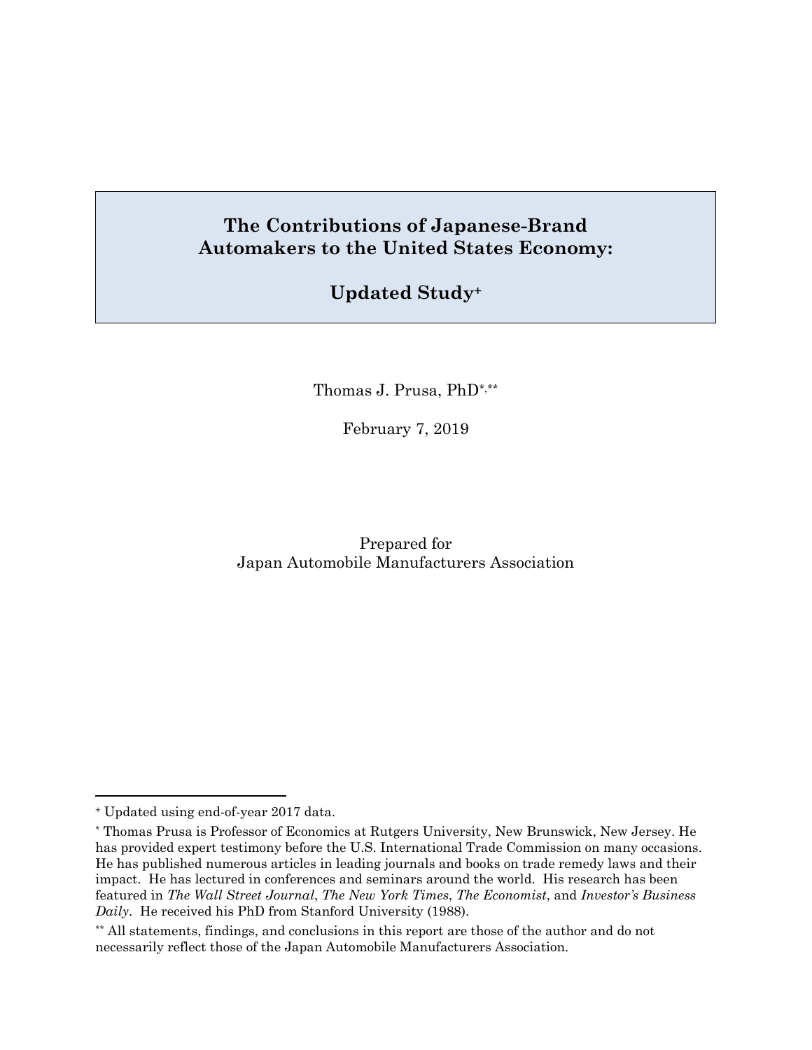# The Contributions of Japanese-Brand Automakers to the United States Economy:

## Updated Study[+]

Thomas J. Prusa, PhD[*,**]

February 7, 2019

Prepared for
Japan Automobile Manufacturers Association

---

[+] Updated using end-of-year 2017 data.

[*] Thomas Prusa is Professor of Economics at Rutgers University, New Brunswick, New Jersey. He has provided expert testimony before the U.S. International Trade Commission on many occasions. He has published numerous articles in leading journals and books on trade remedy laws and their impact. He has lectured in conferences and seminars around the world. His research has been featured in *The Wall Street Journal*, *The New York Times*, *The Economist*, and *Investor's Business Daily*. He received his PhD from Stanford University (1988).

[**] All statements, findings, and conclusions in this report are those of the author and do not necessarily reflect those of the Japan Automobile Manufacturers Association.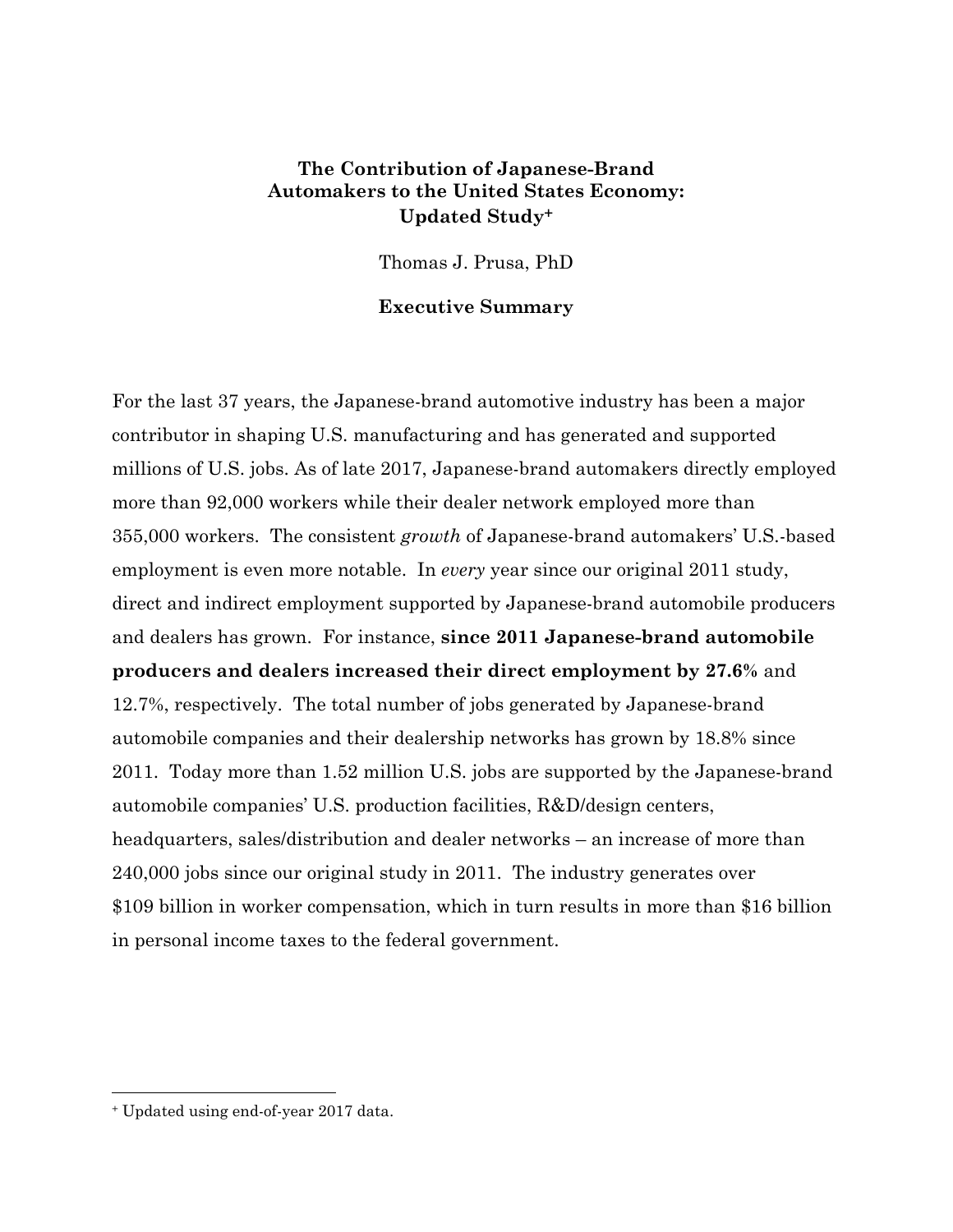# The Contribution of Japanese-Brand Automakers to the United States Economy: Updated Study[+]

Thomas J. Prusa, PhD

## Executive Summary

For the last 37 years, the Japanese-brand automotive industry has been a major contributor in shaping U.S. manufacturing and has generated and supported millions of U.S. jobs. As of late 2017, Japanese-brand automakers directly employed more than 92,000 workers while their dealer network employed more than 355,000 workers. The consistent *growth* of Japanese-brand automakers' U.S.-based employment is even more notable. In *every* year since our original 2011 study, direct and indirect employment supported by Japanese-brand automobile producers and dealers has grown. For instance, **since 2011 Japanese-brand automobile producers and dealers increased their direct employment by 27.6%** and 12.7%, respectively. The total number of jobs generated by Japanese-brand automobile companies and their dealership networks has grown by 18.8% since 2011. Today more than 1.52 million U.S. jobs are supported by the Japanese-brand automobile companies' U.S. production facilities, R&D/design centers, headquarters, sales/distribution and dealer networks – an increase of more than 240,000 jobs since our original study in 2011. The industry generates over $109 billion in worker compensation, which in turn results in more than $16 billion in personal income taxes to the federal government.

---

[+] Updated using end-of-year 2017 data.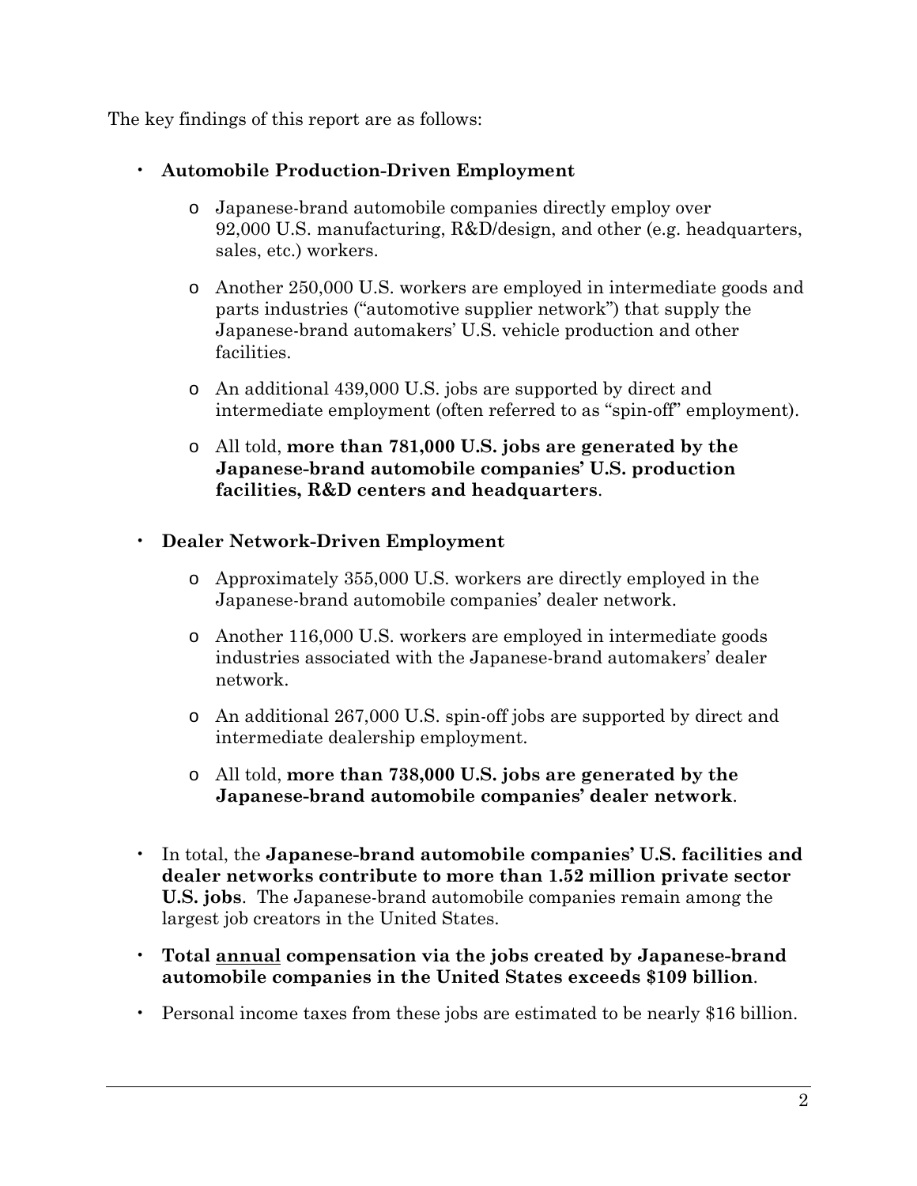The key findings of this report are as follows:

- **Automobile Production-Driven Employment**
    - Japanese-brand automobile companies directly employ over 92,000 U.S. manufacturing, R&D/design, and other (e.g. headquarters, sales, etc.) workers.
    - Another 250,000 U.S. workers are employed in intermediate goods and parts industries ("automotive supplier network") that supply the Japanese-brand automakers' U.S. vehicle production and other facilities.
    - An additional 439,000 U.S. jobs are supported by direct and intermediate employment (often referred to as "spin-off" employment).
    - All told, **more than 781,000 U.S. jobs are generated by the Japanese-brand automobile companies' U.S. production facilities, R&D centers and headquarters**.
- **Dealer Network-Driven Employment**
    - Approximately 355,000 U.S. workers are directly employed in the Japanese-brand automobile companies' dealer network.
    - Another 116,000 U.S. workers are employed in intermediate goods industries associated with the Japanese-brand automakers' dealer network.
    - An additional 267,000 U.S. spin-off jobs are supported by direct and intermediate dealership employment.
    - All told, **more than 738,000 U.S. jobs are generated by the Japanese-brand automobile companies' dealer network**.
- In total, the **Japanese-brand automobile companies' U.S. facilities and dealer networks contribute to more than 1.52 million private sector U.S. jobs**. The Japanese-brand automobile companies remain among the largest job creators in the United States.
- **Total <u>annual</u> compensation via the jobs created by Japanese-brand automobile companies in the United States exceeds $109 billion**.
- Personal income taxes from these jobs are estimated to be nearly $16 billion.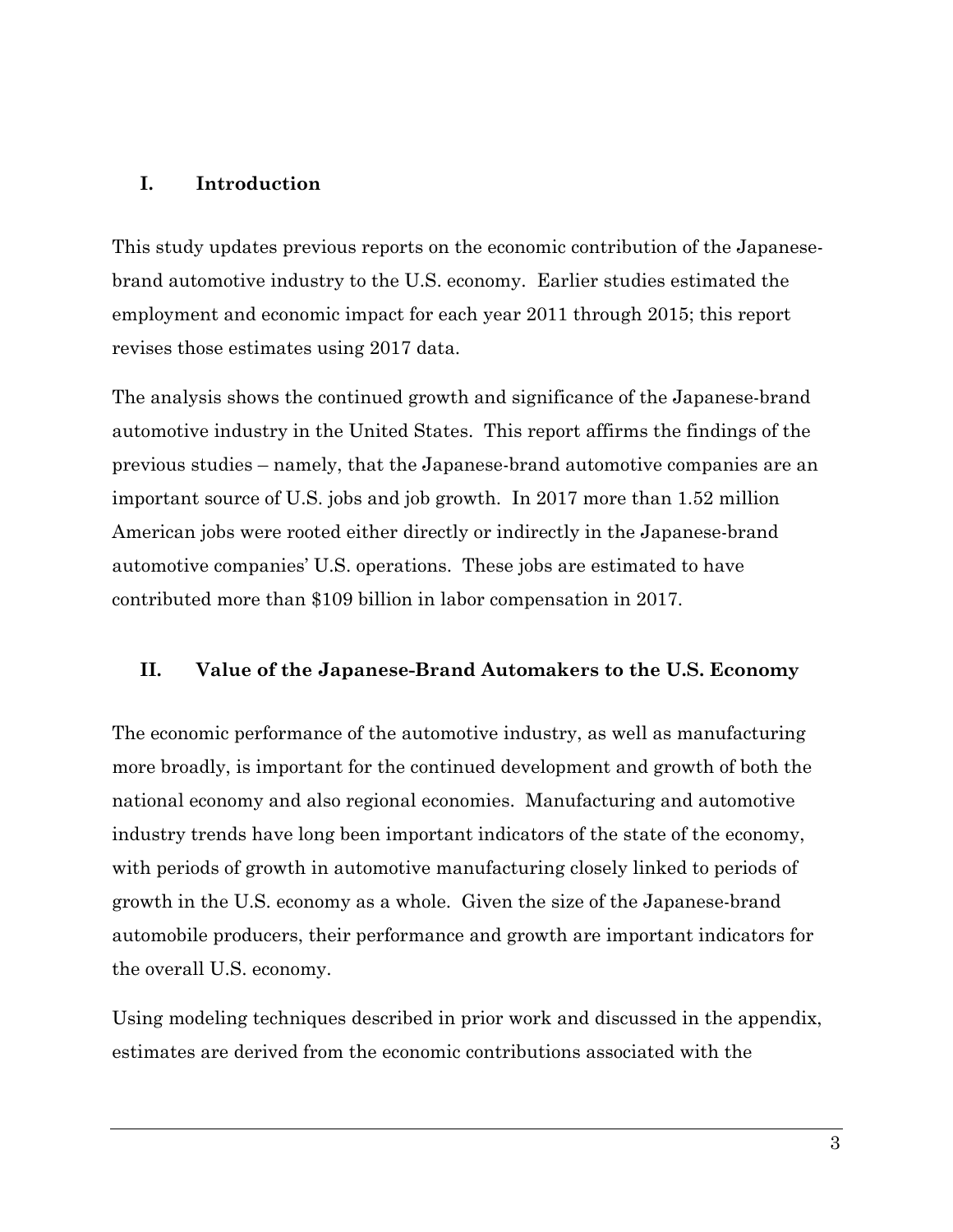## I. Introduction

This study updates previous reports on the economic contribution of the Japanese-brand automotive industry to the U.S. economy. Earlier studies estimated the employment and economic impact for each year 2011 through 2015; this report revises those estimates using 2017 data.

The analysis shows the continued growth and significance of the Japanese-brand automotive industry in the United States. This report affirms the findings of the previous studies – namely, that the Japanese-brand automotive companies are an important source of U.S. jobs and job growth. In 2017 more than 1.52 million American jobs were rooted either directly or indirectly in the Japanese-brand automotive companies' U.S. operations. These jobs are estimated to have contributed more than $109 billion in labor compensation in 2017.

## II. Value of the Japanese-Brand Automakers to the U.S. Economy

The economic performance of the automotive industry, as well as manufacturing more broadly, is important for the continued development and growth of both the national economy and also regional economies. Manufacturing and automotive industry trends have long been important indicators of the state of the economy, with periods of growth in automotive manufacturing closely linked to periods of growth in the U.S. economy as a whole. Given the size of the Japanese-brand automobile producers, their performance and growth are important indicators for the overall U.S. economy.

Using modeling techniques described in prior work and discussed in the appendix, estimates are derived from the economic contributions associated with the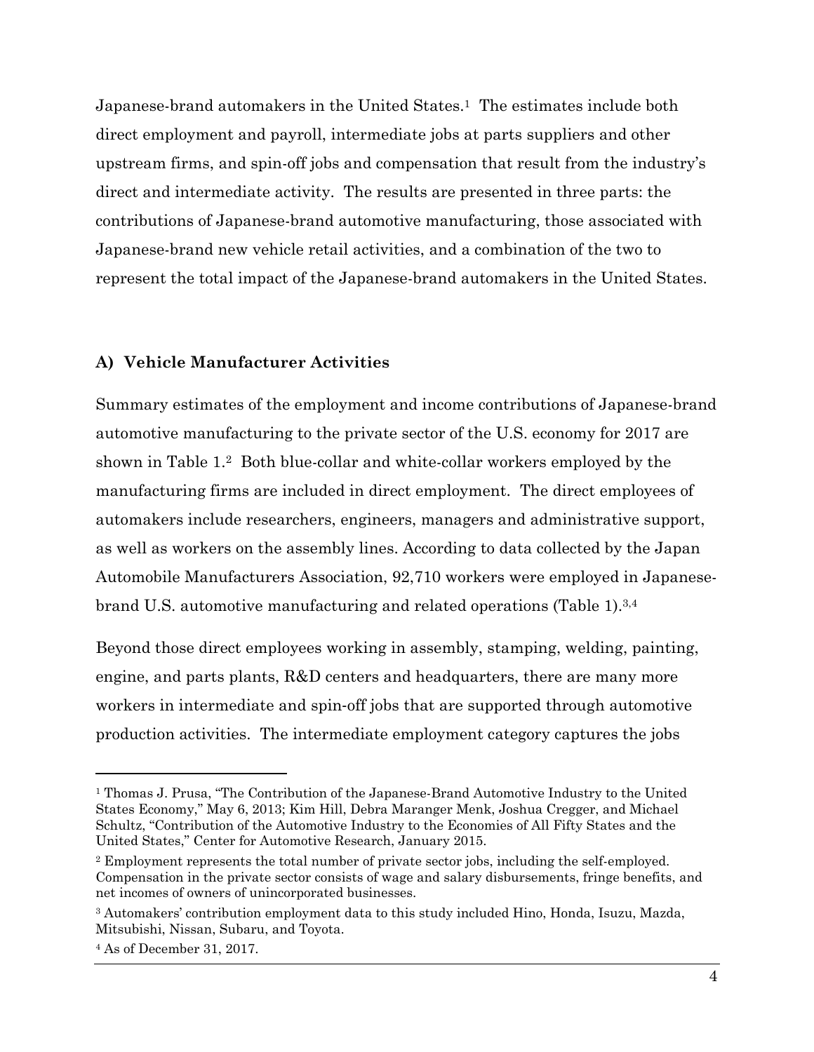Japanese-brand automakers in the United States.[1] The estimates include both direct employment and payroll, intermediate jobs at parts suppliers and other upstream firms, and spin-off jobs and compensation that result from the industry's direct and intermediate activity. The results are presented in three parts: the contributions of Japanese-brand automotive manufacturing, those associated with Japanese-brand new vehicle retail activities, and a combination of the two to represent the total impact of the Japanese-brand automakers in the United States.

### A) Vehicle Manufacturer Activities

Summary estimates of the employment and income contributions of Japanese-brand automotive manufacturing to the private sector of the U.S. economy for 2017 are shown in Table 1.[2] Both blue-collar and white-collar workers employed by the manufacturing firms are included in direct employment. The direct employees of automakers include researchers, engineers, managers and administrative support, as well as workers on the assembly lines. According to data collected by the Japan Automobile Manufacturers Association, 92,710 workers were employed in Japanese-brand U.S. automotive manufacturing and related operations (Table 1).[3,4]

Beyond those direct employees working in assembly, stamping, welding, painting, engine, and parts plants, R&D centers and headquarters, there are many more workers in intermediate and spin-off jobs that are supported through automotive production activities. The intermediate employment category captures the jobs

---

[1] Thomas J. Prusa, "The Contribution of the Japanese-Brand Automotive Industry to the United States Economy," May 6, 2013; Kim Hill, Debra Maranger Menk, Joshua Cregger, and Michael Schultz, "Contribution of the Automotive Industry to the Economies of All Fifty States and the United States," Center for Automotive Research, January 2015.

[2] Employment represents the total number of private sector jobs, including the self-employed. Compensation in the private sector consists of wage and salary disbursements, fringe benefits, and net incomes of owners of unincorporated businesses.

[3] Automakers' contribution employment data to this study included Hino, Honda, Isuzu, Mazda, Mitsubishi, Nissan, Subaru, and Toyota.

[4] As of December 31, 2017.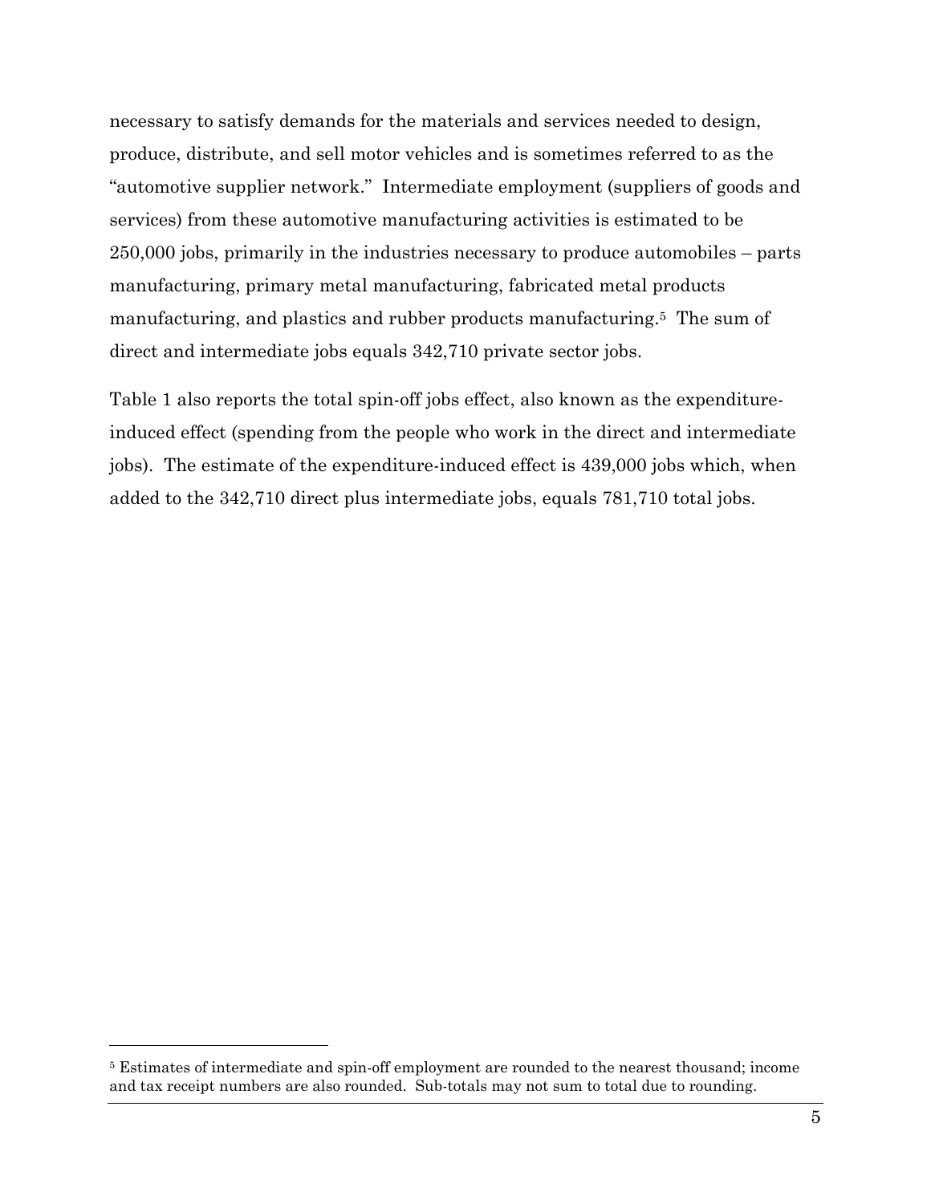necessary to satisfy demands for the materials and services needed to design, produce, distribute, and sell motor vehicles and is sometimes referred to as the "automotive supplier network." Intermediate employment (suppliers of goods and services) from these automotive manufacturing activities is estimated to be 250,000 jobs, primarily in the industries necessary to produce automobiles – parts manufacturing, primary metal manufacturing, fabricated metal products manufacturing, and plastics and rubber products manufacturing.[5] The sum of direct and intermediate jobs equals 342,710 private sector jobs.

Table 1 also reports the total spin-off jobs effect, also known as the expenditure-induced effect (spending from the people who work in the direct and intermediate jobs). The estimate of the expenditure-induced effect is 439,000 jobs which, when added to the 342,710 direct plus intermediate jobs, equals 781,710 total jobs.

---

[5] Estimates of intermediate and spin-off employment are rounded to the nearest thousand; income and tax receipt numbers are also rounded. Sub-totals may not sum to total due to rounding.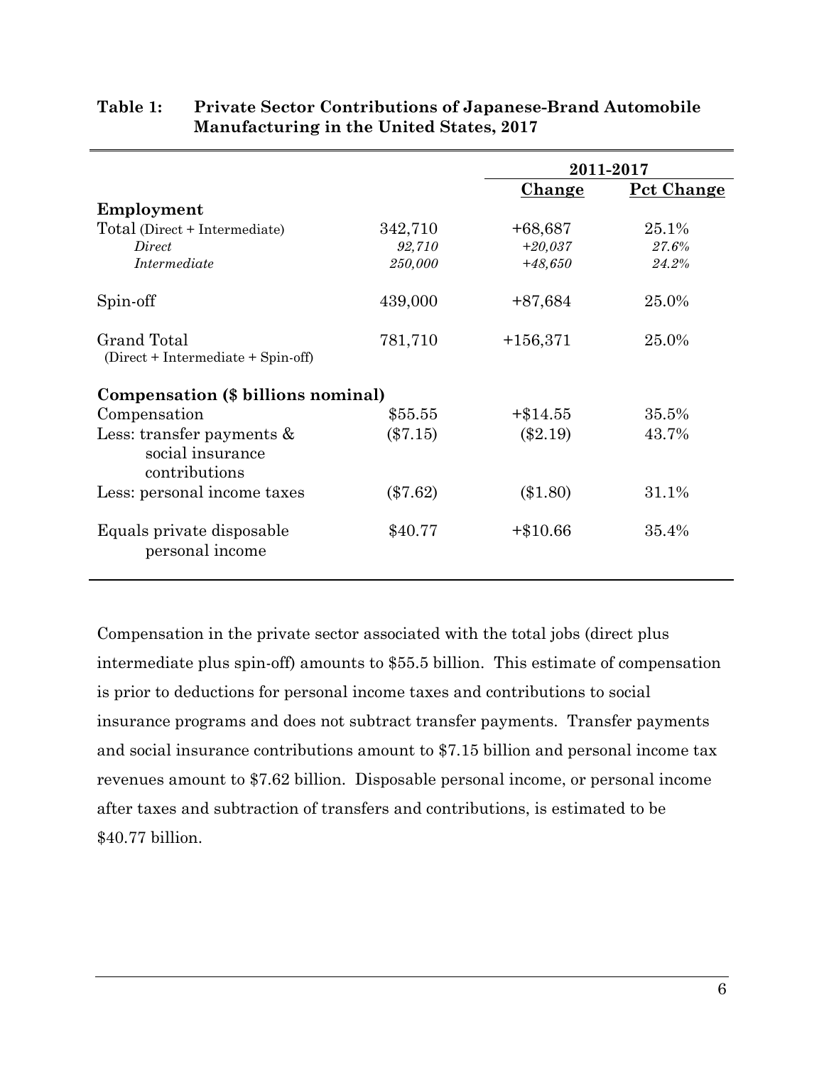**Table 1: Private Sector Contributions of Japanese-Brand Automobile Manufacturing in the United States, 2017**

| | | 2011-2017 | |
|---|---|---|---|
| | | Change | Pct Change |
| **Employment** | | | |
| Total (Direct + Intermediate) | 342,710 | +68,687 | 25.1% |
| *Direct* | *92,710* | *+20,037* | *27.6%* |
| *Intermediate* | *250,000* | *+48,650* | *24.2%* |
| Spin-off | 439,000 | +87,684 | 25.0% |
| Grand Total (Direct + Intermediate + Spin-off) | 781,710 | +156,371 | 25.0% |
| **Compensation ($ billions nominal)** | | | |
| Compensation | $55.55 | +$14.55 | 35.5% |
| Less: transfer payments & social insurance contributions | ($7.15) | ($2.19) | 43.7% |
| Less: personal income taxes | ($7.62) | ($1.80) | 31.1% |
| Equals private disposable personal income | $40.77 | +$10.66 | 35.4% |

Compensation in the private sector associated with the total jobs (direct plus intermediate plus spin-off) amounts to $55.5 billion. This estimate of compensation is prior to deductions for personal income taxes and contributions to social insurance programs and does not subtract transfer payments. Transfer payments and social insurance contributions amount to $7.15 billion and personal income tax revenues amount to $7.62 billion. Disposable personal income, or personal income after taxes and subtraction of transfers and contributions, is estimated to be $40.77 billion.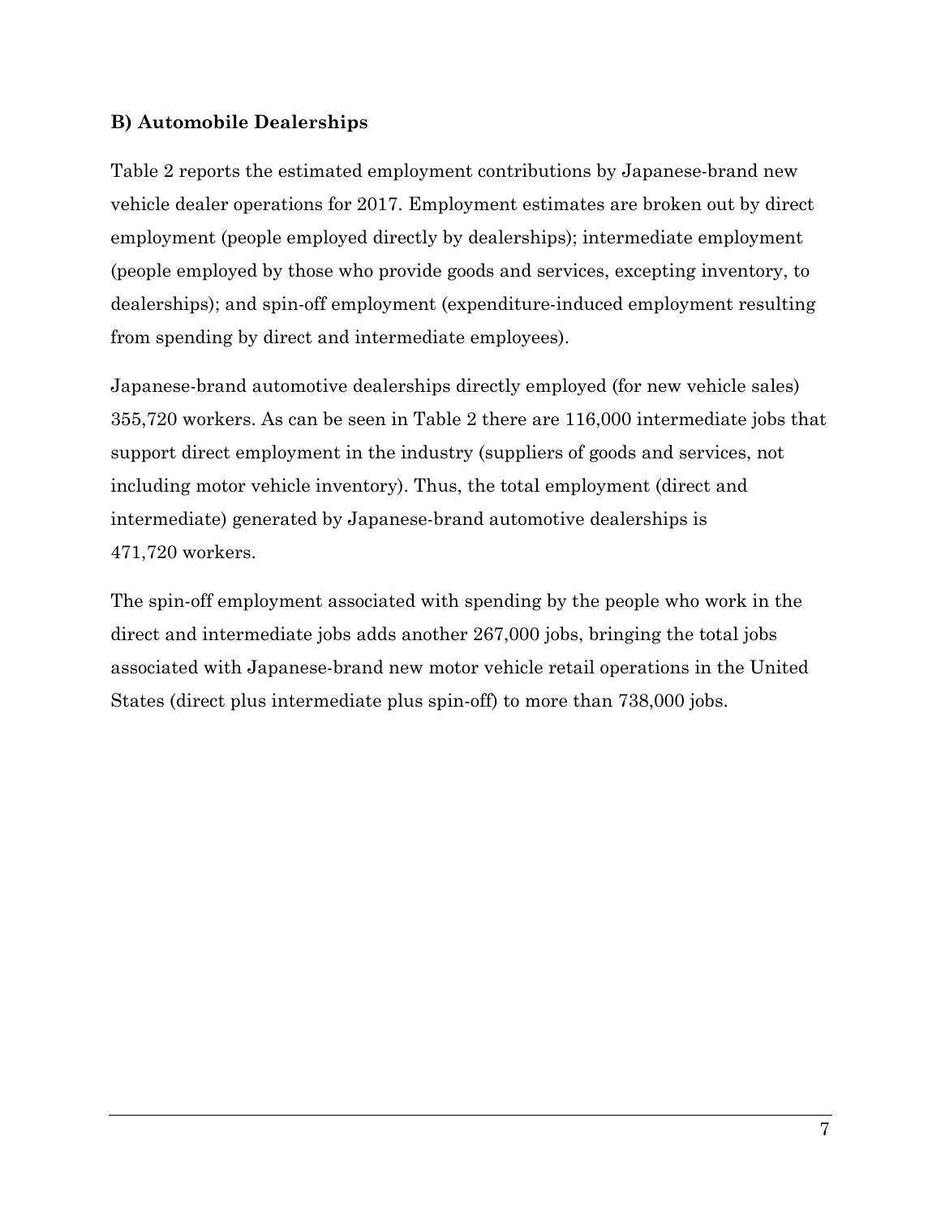### B) Automobile Dealerships

Table 2 reports the estimated employment contributions by Japanese-brand new vehicle dealer operations for 2017. Employment estimates are broken out by direct employment (people employed directly by dealerships); intermediate employment (people employed by those who provide goods and services, excepting inventory, to dealerships); and spin-off employment (expenditure-induced employment resulting from spending by direct and intermediate employees).

Japanese-brand automotive dealerships directly employed (for new vehicle sales) 355,720 workers. As can be seen in Table 2 there are 116,000 intermediate jobs that support direct employment in the industry (suppliers of goods and services, not including motor vehicle inventory). Thus, the total employment (direct and intermediate) generated by Japanese-brand automotive dealerships is 471,720 workers.

The spin-off employment associated with spending by the people who work in the direct and intermediate jobs adds another 267,000 jobs, bringing the total jobs associated with Japanese-brand new motor vehicle retail operations in the United States (direct plus intermediate plus spin-off) to more than 738,000 jobs.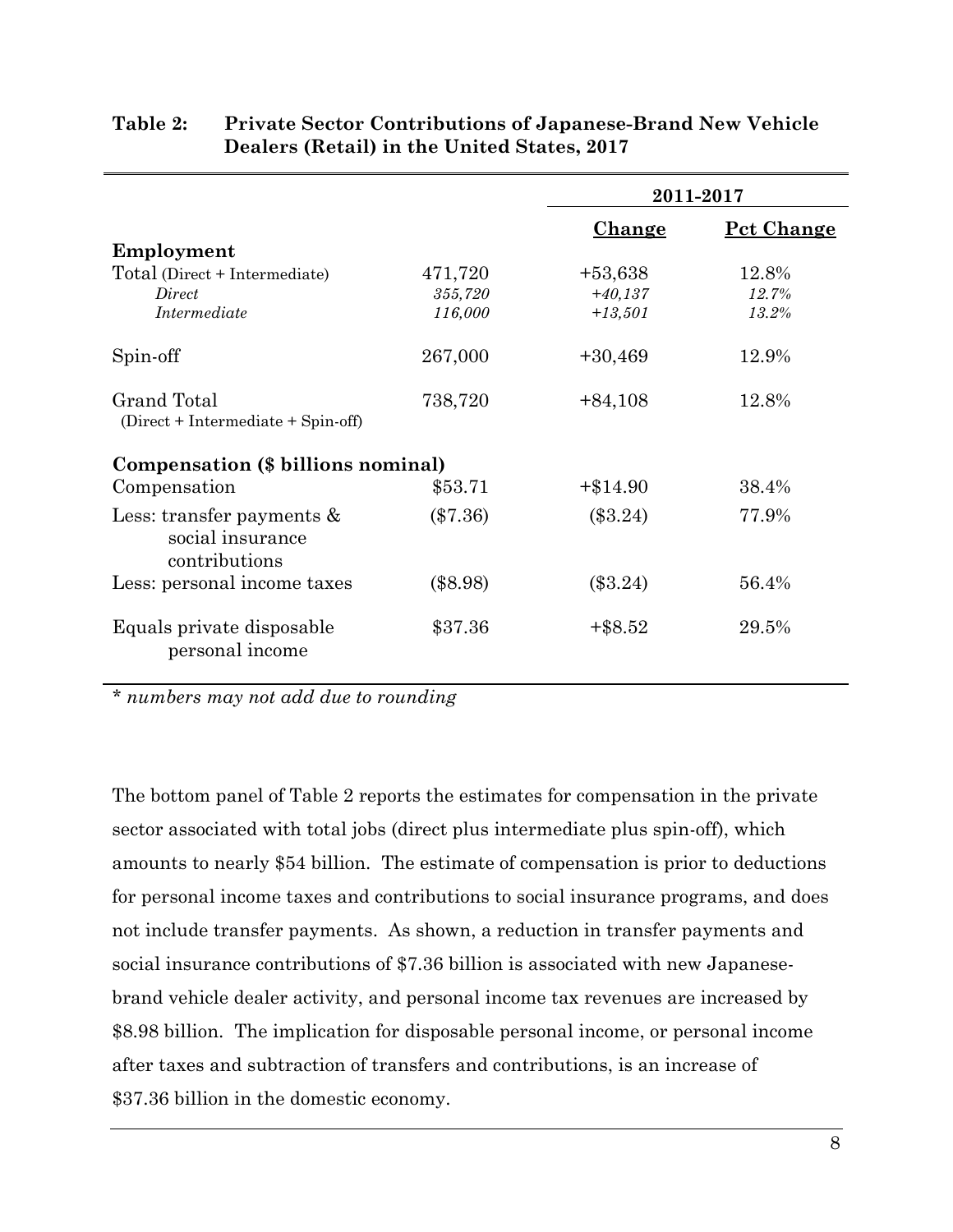**Table 2: Private Sector Contributions of Japanese-Brand New Vehicle Dealers (Retail) in the United States, 2017**

| | | 2011-2017 | |
|---|---|---|---|
| | | **Change** | **Pct Change** |
| **Employment** | | | |
| Total (Direct + Intermediate) | 471,720 | +53,638 | 12.8% |
| *Direct* | *355,720* | *+40,137* | *12.7%* |
| *Intermediate* | *116,000* | *+13,501* | *13.2%* |
| Spin-off | 267,000 | +30,469 | 12.9% |
| Grand Total (Direct + Intermediate + Spin-off) | 738,720 | +84,108 | 12.8% |
| **Compensation ($ billions nominal)** | | | |
| Compensation | $53.71 | +$14.90 | 38.4% |
| Less: transfer payments & social insurance contributions | ($7.36) | ($3.24) | 77.9% |
| Less: personal income taxes | ($8.98) | ($3.24) | 56.4% |
| Equals private disposable personal income | $37.36 | +$8.52 | 29.5% |

* *numbers may not add due to rounding*

The bottom panel of Table 2 reports the estimates for compensation in the private sector associated with total jobs (direct plus intermediate plus spin-off), which amounts to nearly $54 billion. The estimate of compensation is prior to deductions for personal income taxes and contributions to social insurance programs, and does not include transfer payments. As shown, a reduction in transfer payments and social insurance contributions of $7.36 billion is associated with new Japanese-brand vehicle dealer activity, and personal income tax revenues are increased by $8.98 billion. The implication for disposable personal income, or personal income after taxes and subtraction of transfers and contributions, is an increase of $37.36 billion in the domestic economy.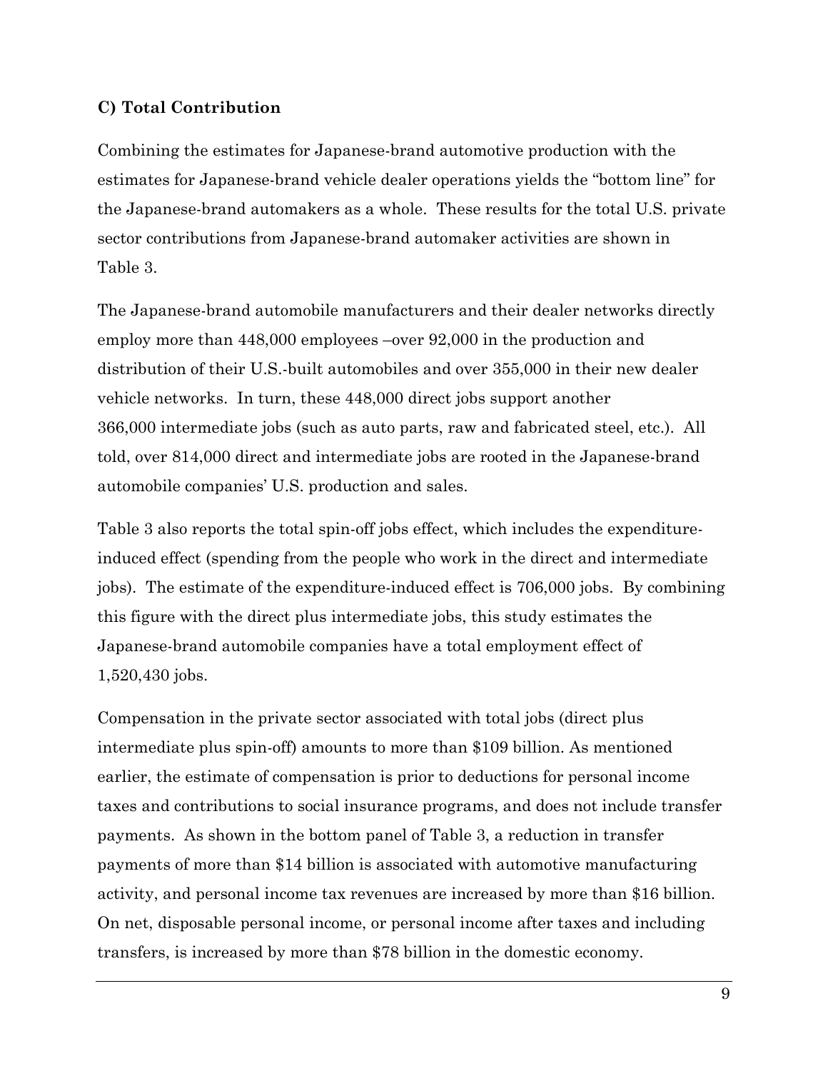### C) Total Contribution

Combining the estimates for Japanese-brand automotive production with the estimates for Japanese-brand vehicle dealer operations yields the "bottom line" for the Japanese-brand automakers as a whole. These results for the total U.S. private sector contributions from Japanese-brand automaker activities are shown in Table 3.

The Japanese-brand automobile manufacturers and their dealer networks directly employ more than 448,000 employees –over 92,000 in the production and distribution of their U.S.-built automobiles and over 355,000 in their new dealer vehicle networks. In turn, these 448,000 direct jobs support another 366,000 intermediate jobs (such as auto parts, raw and fabricated steel, etc.). All told, over 814,000 direct and intermediate jobs are rooted in the Japanese-brand automobile companies' U.S. production and sales.

Table 3 also reports the total spin-off jobs effect, which includes the expenditure-induced effect (spending from the people who work in the direct and intermediate jobs). The estimate of the expenditure-induced effect is 706,000 jobs. By combining this figure with the direct plus intermediate jobs, this study estimates the Japanese-brand automobile companies have a total employment effect of 1,520,430 jobs.

Compensation in the private sector associated with total jobs (direct plus intermediate plus spin-off) amounts to more than $109 billion. As mentioned earlier, the estimate of compensation is prior to deductions for personal income taxes and contributions to social insurance programs, and does not include transfer payments. As shown in the bottom panel of Table 3, a reduction in transfer payments of more than $14 billion is associated with automotive manufacturing activity, and personal income tax revenues are increased by more than $16 billion. On net, disposable personal income, or personal income after taxes and including transfers, is increased by more than $78 billion in the domestic economy.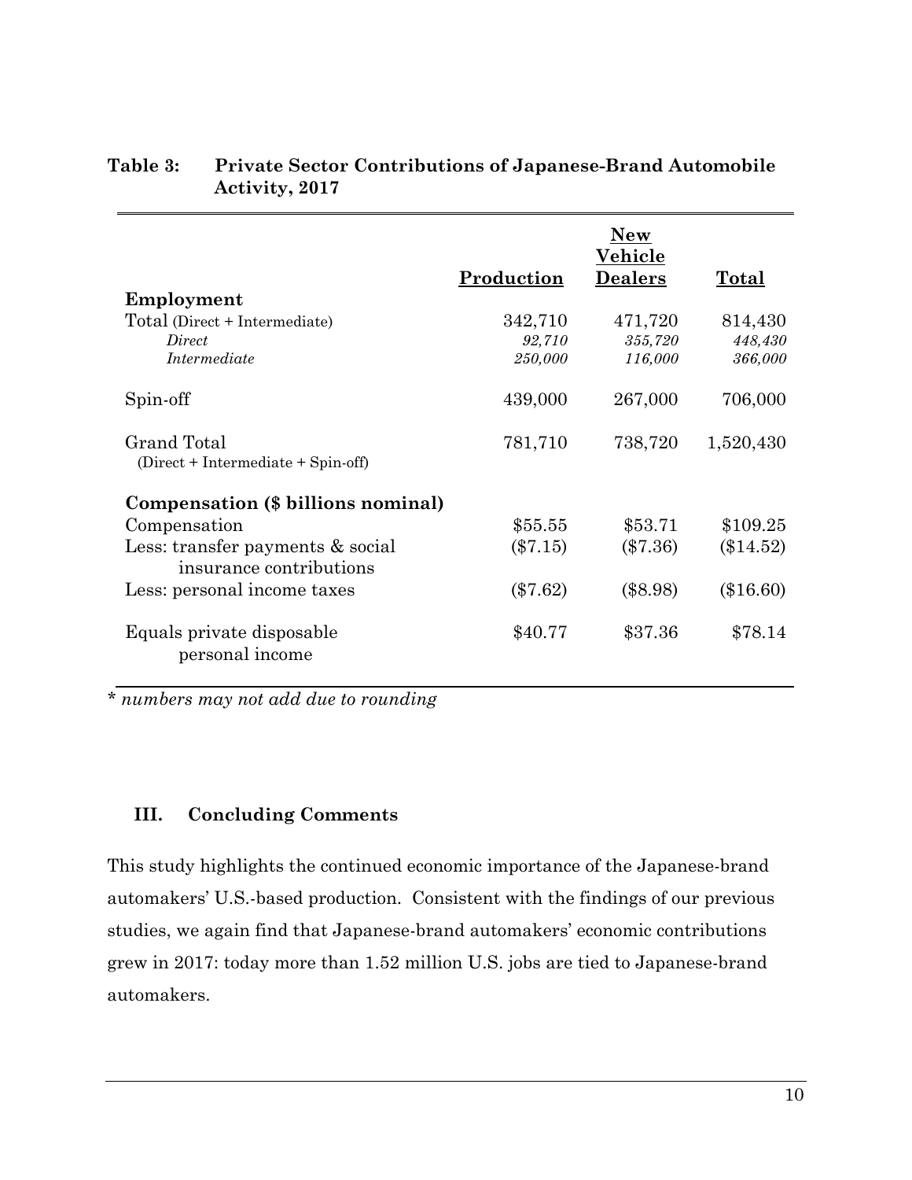**Table 3: Private Sector Contributions of Japanese-Brand Automobile Activity, 2017**

| | Production | New Vehicle Dealers | Total |
|---|---|---|---|
| **Employment** | | | |
| Total (Direct + Intermediate) | 342,710 | 471,720 | 814,430 |
| *Direct* | *92,710* | *355,720* | *448,430* |
| *Intermediate* | *250,000* | *116,000* | *366,000* |
| Spin-off | 439,000 | 267,000 | 706,000 |
| Grand Total (Direct + Intermediate + Spin-off) | 781,710 | 738,720 | 1,520,430 |
| **Compensation ($ billions nominal)** | | | |
| Compensation | $55.55 | $53.71 | $109.25 |
| Less: transfer payments & social insurance contributions | ($7.15) | ($7.36) | ($14.52) |
| Less: personal income taxes | ($7.62) | ($8.98) | ($16.60) |
| Equals private disposable personal income | $40.77 | $37.36 | $78.14 |

*\* numbers may not add due to rounding*

## III. Concluding Comments

This study highlights the continued economic importance of the Japanese-brand automakers' U.S.-based production. Consistent with the findings of our previous studies, we again find that Japanese-brand automakers' economic contributions grew in 2017: today more than 1.52 million U.S. jobs are tied to Japanese-brand automakers.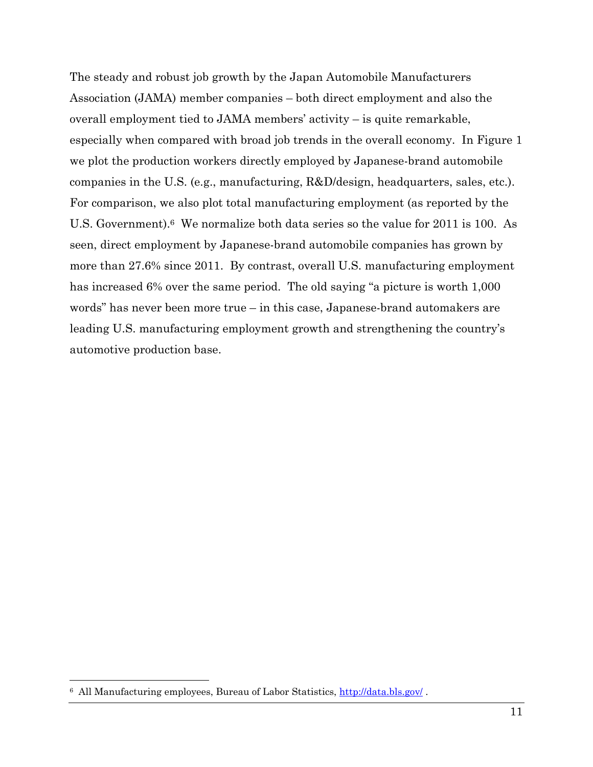The steady and robust job growth by the Japan Automobile Manufacturers Association (JAMA) member companies – both direct employment and also the overall employment tied to JAMA members' activity – is quite remarkable, especially when compared with broad job trends in the overall economy. In Figure 1 we plot the production workers directly employed by Japanese-brand automobile companies in the U.S. (e.g., manufacturing, R&D/design, headquarters, sales, etc.). For comparison, we also plot total manufacturing employment (as reported by the U.S. Government).[6] We normalize both data series so the value for 2011 is 100. As seen, direct employment by Japanese-brand automobile companies has grown by more than 27.6% since 2011. By contrast, overall U.S. manufacturing employment has increased 6% over the same period. The old saying "a picture is worth 1,000 words" has never been more true – in this case, Japanese-brand automakers are leading U.S. manufacturing employment growth and strengthening the country's automotive production base.

---

[6] All Manufacturing employees, Bureau of Labor Statistics, http://data.bls.gov/ .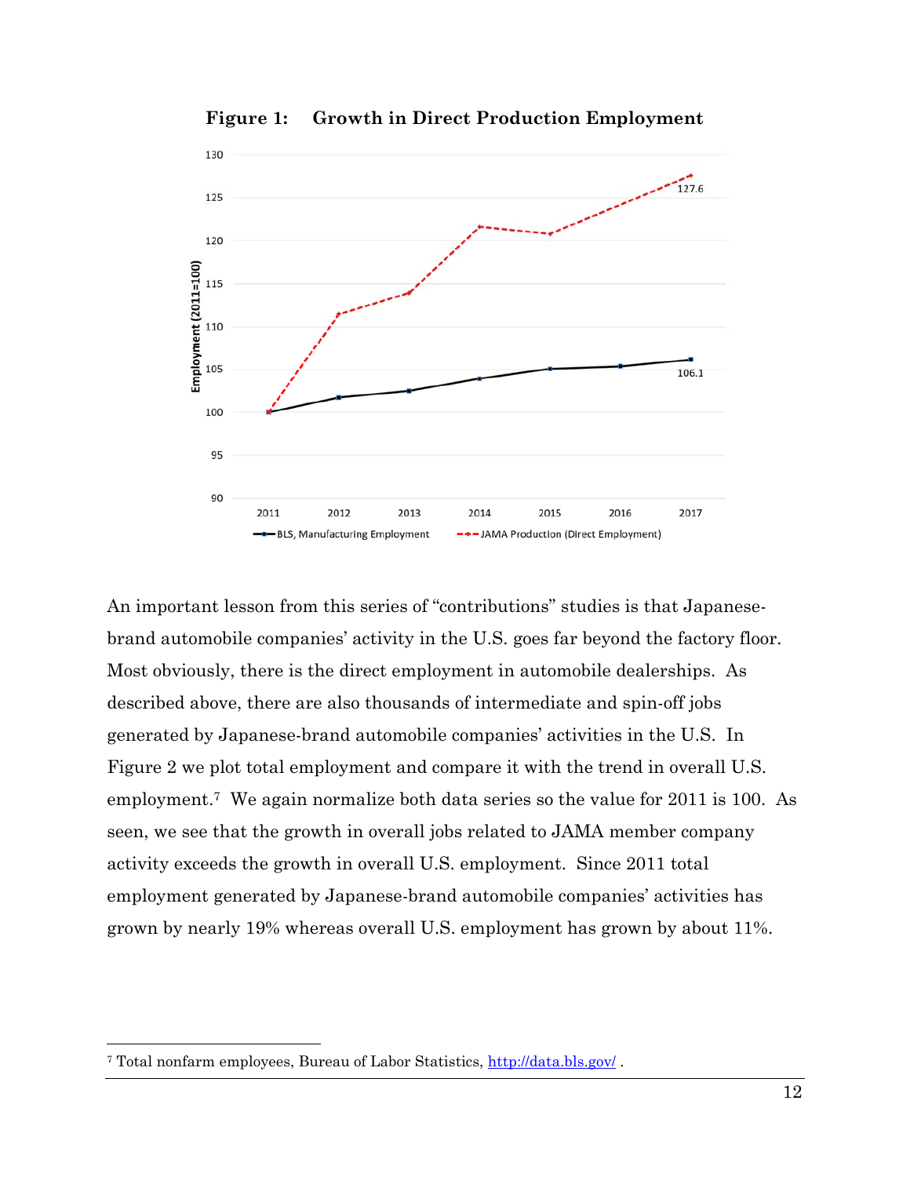**Figure 1: Growth in Direct Production Employment**

An important lesson from this series of "contributions" studies is that Japanese-brand automobile companies' activity in the U.S. goes far beyond the factory floor. Most obviously, there is the direct employment in automobile dealerships. As described above, there are also thousands of intermediate and spin-off jobs generated by Japanese-brand automobile companies' activities in the U.S. In Figure 2 we plot total employment and compare it with the trend in overall U.S. employment.[7] We again normalize both data series so the value for 2011 is 100. As seen, we see that the growth in overall jobs related to JAMA member company activity exceeds the growth in overall U.S. employment. Since 2011 total employment generated by Japanese-brand automobile companies' activities has grown by nearly 19% whereas overall U.S. employment has grown by about 11%.

---

[7] Total nonfarm employees, Bureau of Labor Statistics, http://data.bls.gov/ .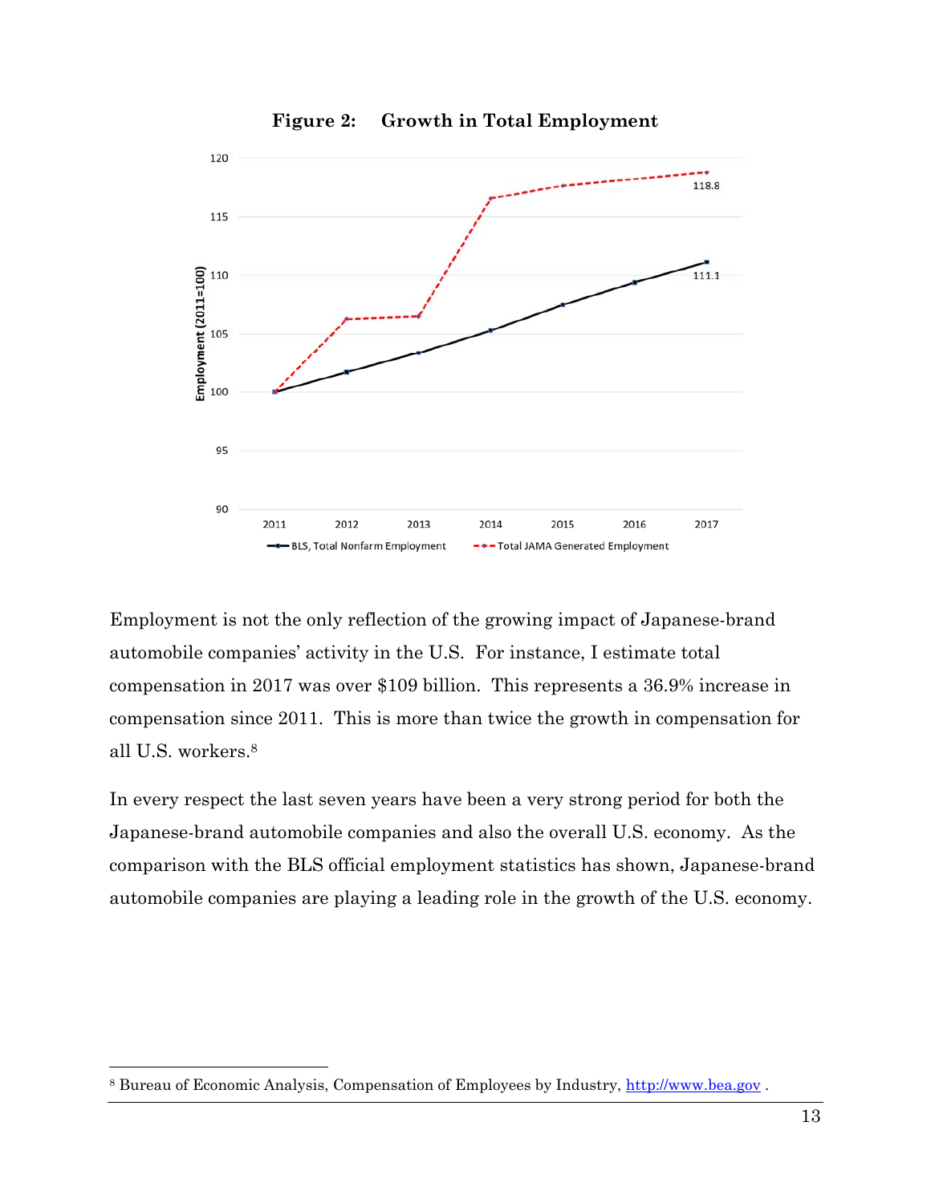**Figure 2: Growth in Total Employment**

Employment is not the only reflection of the growing impact of Japanese-brand automobile companies' activity in the U.S. For instance, I estimate total compensation in 2017 was over $109 billion. This represents a 36.9% increase in compensation since 2011. This is more than twice the growth in compensation for all U.S. workers.[8]

In every respect the last seven years have been a very strong period for both the Japanese-brand automobile companies and also the overall U.S. economy. As the comparison with the BLS official employment statistics has shown, Japanese-brand automobile companies are playing a leading role in the growth of the U.S. economy.

---

[8] Bureau of Economic Analysis, Compensation of Employees by Industry, http://www.bea.gov .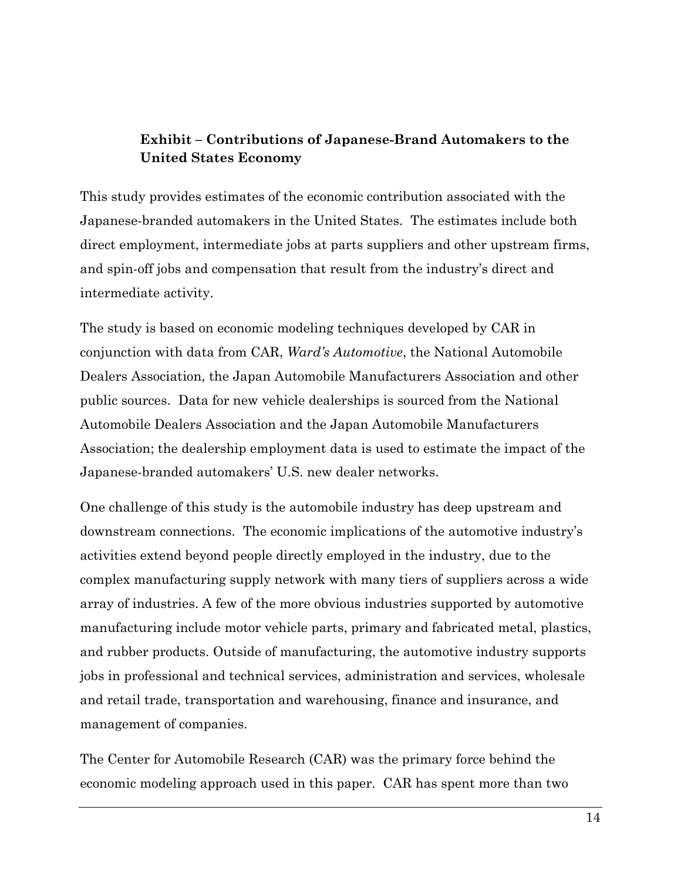## Exhibit – Contributions of Japanese-Brand Automakers to the United States Economy

This study provides estimates of the economic contribution associated with the Japanese-branded automakers in the United States. The estimates include both direct employment, intermediate jobs at parts suppliers and other upstream firms, and spin-off jobs and compensation that result from the industry's direct and intermediate activity.

The study is based on economic modeling techniques developed by CAR in conjunction with data from CAR, *Ward's Automotive*, the National Automobile Dealers Association, the Japan Automobile Manufacturers Association and other public sources. Data for new vehicle dealerships is sourced from the National Automobile Dealers Association and the Japan Automobile Manufacturers Association; the dealership employment data is used to estimate the impact of the Japanese-branded automakers' U.S. new dealer networks.

One challenge of this study is the automobile industry has deep upstream and downstream connections. The economic implications of the automotive industry's activities extend beyond people directly employed in the industry, due to the complex manufacturing supply network with many tiers of suppliers across a wide array of industries. A few of the more obvious industries supported by automotive manufacturing include motor vehicle parts, primary and fabricated metal, plastics, and rubber products. Outside of manufacturing, the automotive industry supports jobs in professional and technical services, administration and services, wholesale and retail trade, transportation and warehousing, finance and insurance, and management of companies.

The Center for Automobile Research (CAR) was the primary force behind the economic modeling approach used in this paper. CAR has spent more than two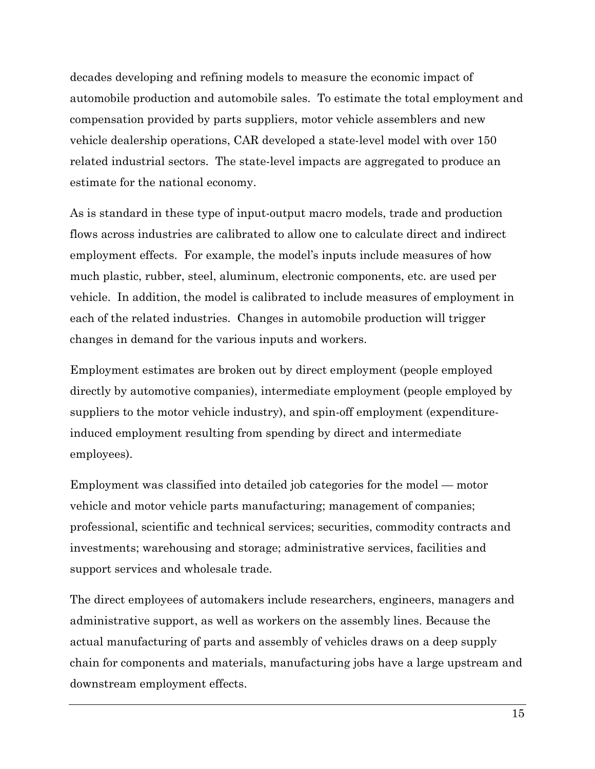decades developing and refining models to measure the economic impact of automobile production and automobile sales. To estimate the total employment and compensation provided by parts suppliers, motor vehicle assemblers and new vehicle dealership operations, CAR developed a state-level model with over 150 related industrial sectors. The state-level impacts are aggregated to produce an estimate for the national economy.

As is standard in these type of input-output macro models, trade and production flows across industries are calibrated to allow one to calculate direct and indirect employment effects. For example, the model's inputs include measures of how much plastic, rubber, steel, aluminum, electronic components, etc. are used per vehicle. In addition, the model is calibrated to include measures of employment in each of the related industries. Changes in automobile production will trigger changes in demand for the various inputs and workers.

Employment estimates are broken out by direct employment (people employed directly by automotive companies), intermediate employment (people employed by suppliers to the motor vehicle industry), and spin-off employment (expenditure-induced employment resulting from spending by direct and intermediate employees).

Employment was classified into detailed job categories for the model — motor vehicle and motor vehicle parts manufacturing; management of companies; professional, scientific and technical services; securities, commodity contracts and investments; warehousing and storage; administrative services, facilities and support services and wholesale trade.

The direct employees of automakers include researchers, engineers, managers and administrative support, as well as workers on the assembly lines. Because the actual manufacturing of parts and assembly of vehicles draws on a deep supply chain for components and materials, manufacturing jobs have a large upstream and downstream employment effects.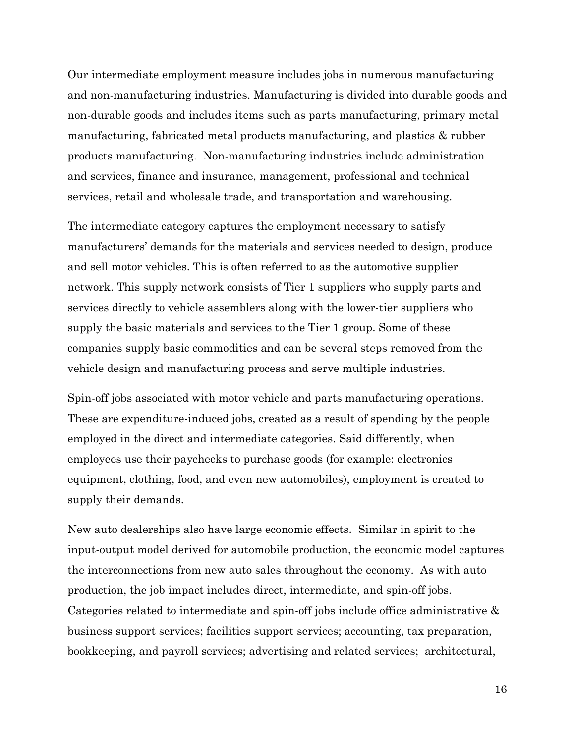Our intermediate employment measure includes jobs in numerous manufacturing and non-manufacturing industries. Manufacturing is divided into durable goods and non-durable goods and includes items such as parts manufacturing, primary metal manufacturing, fabricated metal products manufacturing, and plastics & rubber products manufacturing. Non-manufacturing industries include administration and services, finance and insurance, management, professional and technical services, retail and wholesale trade, and transportation and warehousing.

The intermediate category captures the employment necessary to satisfy manufacturers' demands for the materials and services needed to design, produce and sell motor vehicles. This is often referred to as the automotive supplier network. This supply network consists of Tier 1 suppliers who supply parts and services directly to vehicle assemblers along with the lower-tier suppliers who supply the basic materials and services to the Tier 1 group. Some of these companies supply basic commodities and can be several steps removed from the vehicle design and manufacturing process and serve multiple industries.

Spin-off jobs associated with motor vehicle and parts manufacturing operations. These are expenditure-induced jobs, created as a result of spending by the people employed in the direct and intermediate categories. Said differently, when employees use their paychecks to purchase goods (for example: electronics equipment, clothing, food, and even new automobiles), employment is created to supply their demands.

New auto dealerships also have large economic effects. Similar in spirit to the input-output model derived for automobile production, the economic model captures the interconnections from new auto sales throughout the economy. As with auto production, the job impact includes direct, intermediate, and spin-off jobs. Categories related to intermediate and spin-off jobs include office administrative & business support services; facilities support services; accounting, tax preparation, bookkeeping, and payroll services; advertising and related services; architectural,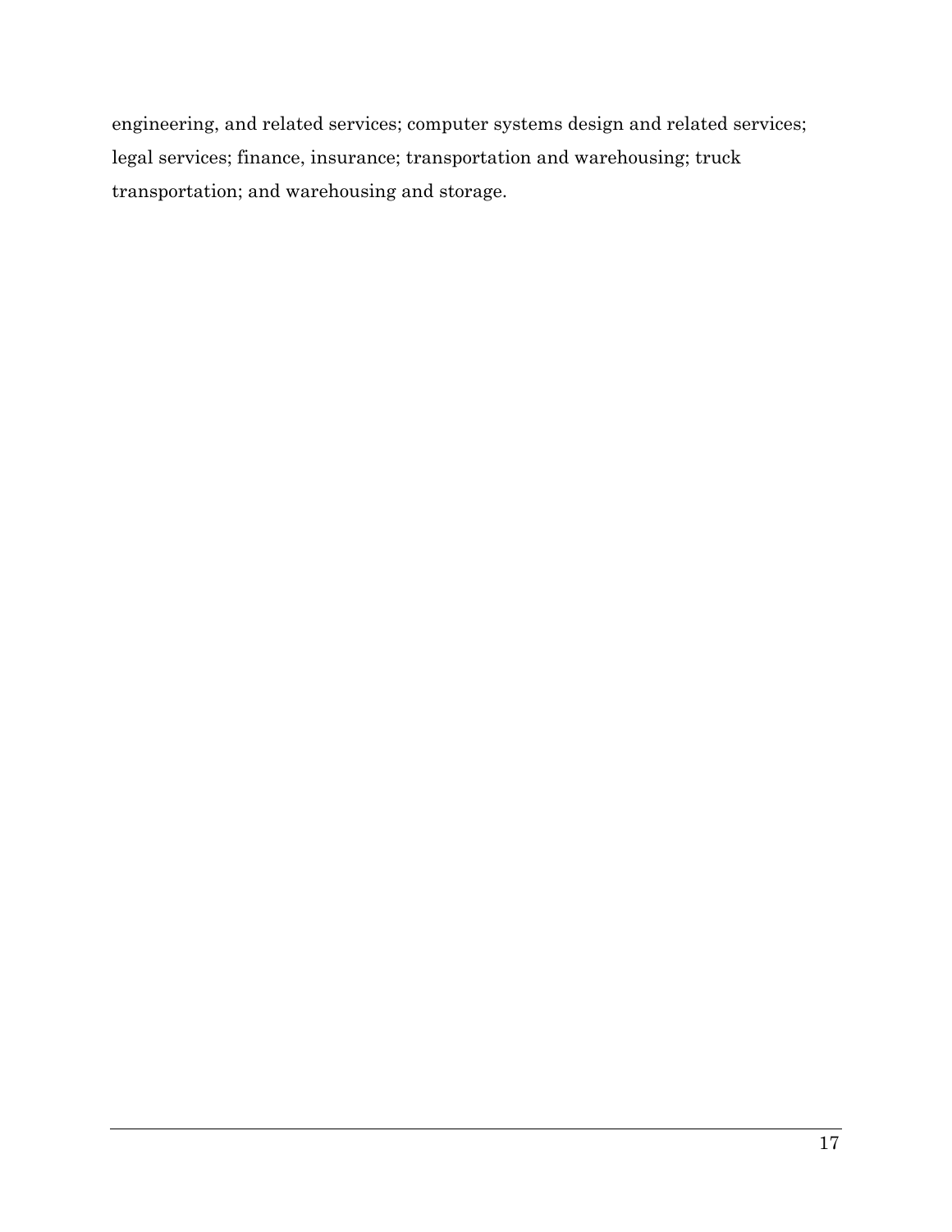engineering, and related services; computer systems design and related services; legal services; finance, insurance; transportation and warehousing; truck transportation; and warehousing and storage.